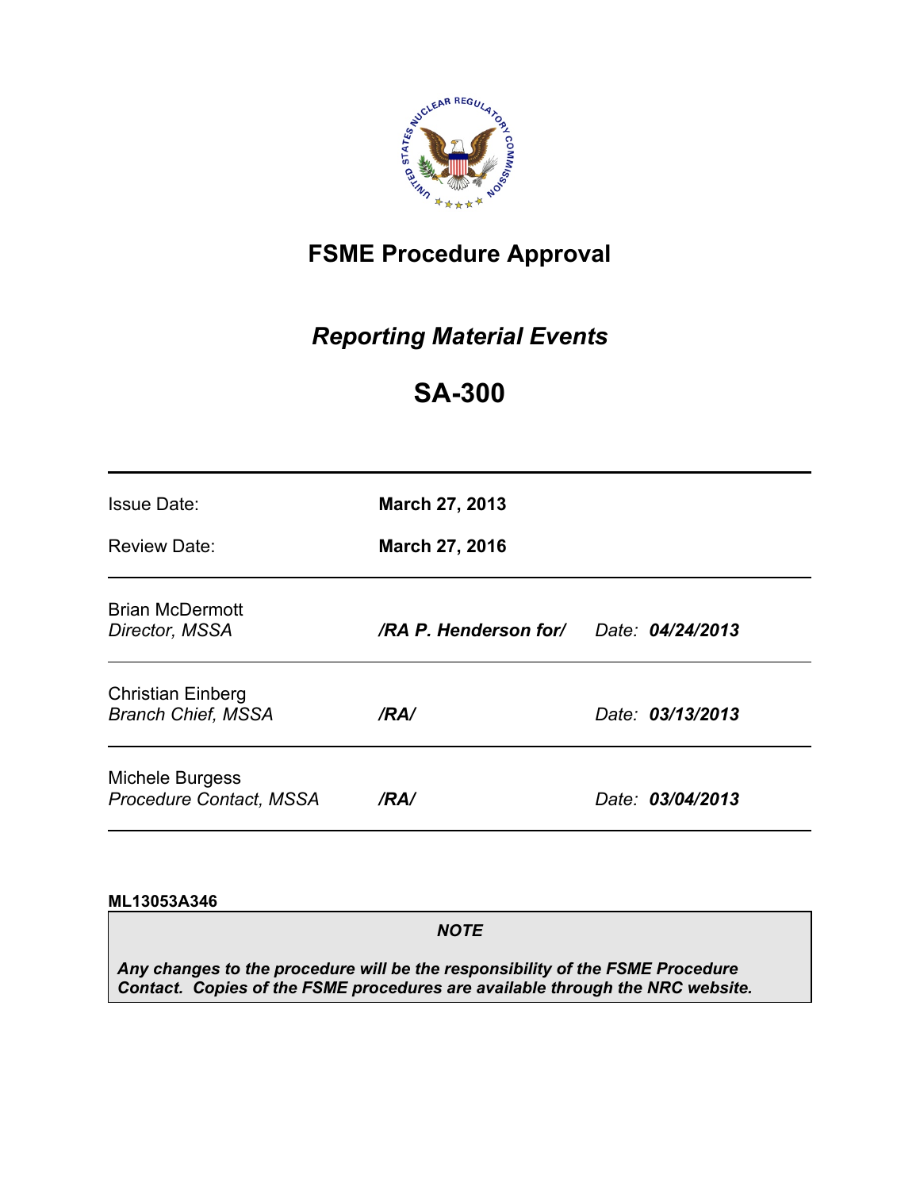# FSME Procedure Approval

## *Reporting Material Events*

## SA-300

| | | |
|---|---|---|
| Issue Date: | **March 27, 2013** | |
| Review Date: | **March 27, 2016** | |
| Brian McDermott<br>*Director, MSSA* | ***/RA P. Henderson for/*** | *Date:* ***04/24/2013*** |
| Christian Einberg<br>*Branch Chief, MSSA* | ***/RA/*** | *Date:* ***03/13/2013*** |
| Michele Burgess<br>*Procedure Contact, MSSA* | ***/RA/*** | *Date:* ***03/04/2013*** |

**ML13053A346**

> ***NOTE***
>
> ***Any changes to the procedure will be the responsibility of the FSME Procedure Contact. Copies of the FSME procedures are available through the NRC website.***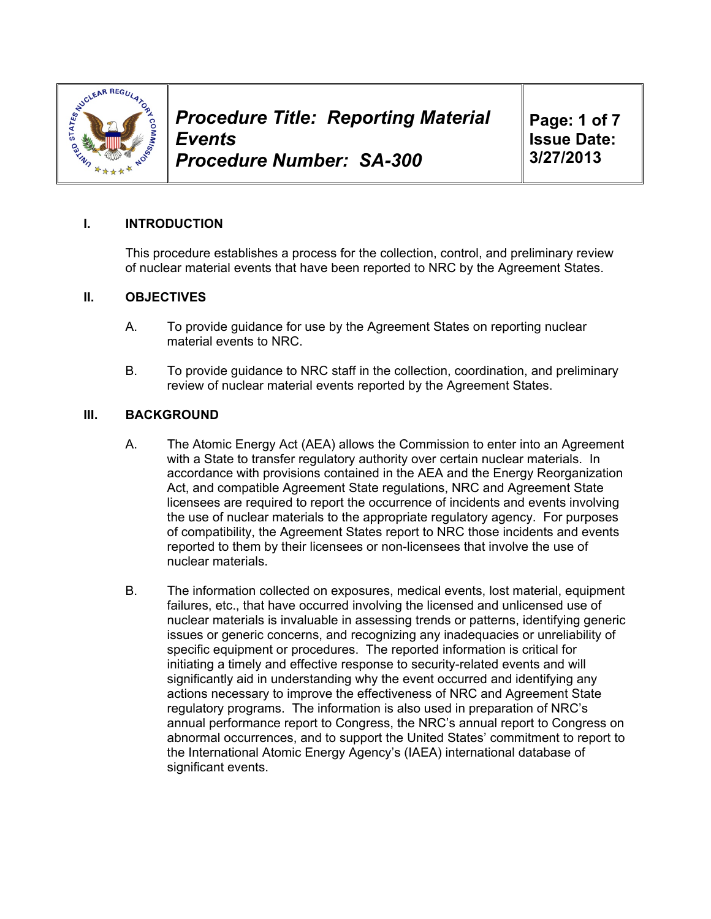# Procedure Title: Reporting Material Events

**Procedure Number: SA-300**

**Issue Date: 3/27/2013**

## I. INTRODUCTION

This procedure establishes a process for the collection, control, and preliminary review of nuclear material events that have been reported to NRC by the Agreement States.

## II. OBJECTIVES

A. To provide guidance for use by the Agreement States on reporting nuclear material events to NRC.

B. To provide guidance to NRC staff in the collection, coordination, and preliminary review of nuclear material events reported by the Agreement States.

## III. BACKGROUND

A. The Atomic Energy Act (AEA) allows the Commission to enter into an Agreement with a State to transfer regulatory authority over certain nuclear materials. In accordance with provisions contained in the AEA and the Energy Reorganization Act, and compatible Agreement State regulations, NRC and Agreement State licensees are required to report the occurrence of incidents and events involving the use of nuclear materials to the appropriate regulatory agency. For purposes of compatibility, the Agreement States report to NRC those incidents and events reported to them by their licensees or non-licensees that involve the use of nuclear materials.

B. The information collected on exposures, medical events, lost material, equipment failures, etc., that have occurred involving the licensed and unlicensed use of nuclear materials is invaluable in assessing trends or patterns, identifying generic issues or generic concerns, and recognizing any inadequacies or unreliability of specific equipment or procedures. The reported information is critical for initiating a timely and effective response to security-related events and will significantly aid in understanding why the event occurred and identifying any actions necessary to improve the effectiveness of NRC and Agreement State regulatory programs. The information is also used in preparation of NRC's annual performance report to Congress, the NRC's annual report to Congress on abnormal occurrences, and to support the United States' commitment to report to the International Atomic Energy Agency's (IAEA) international database of significant events.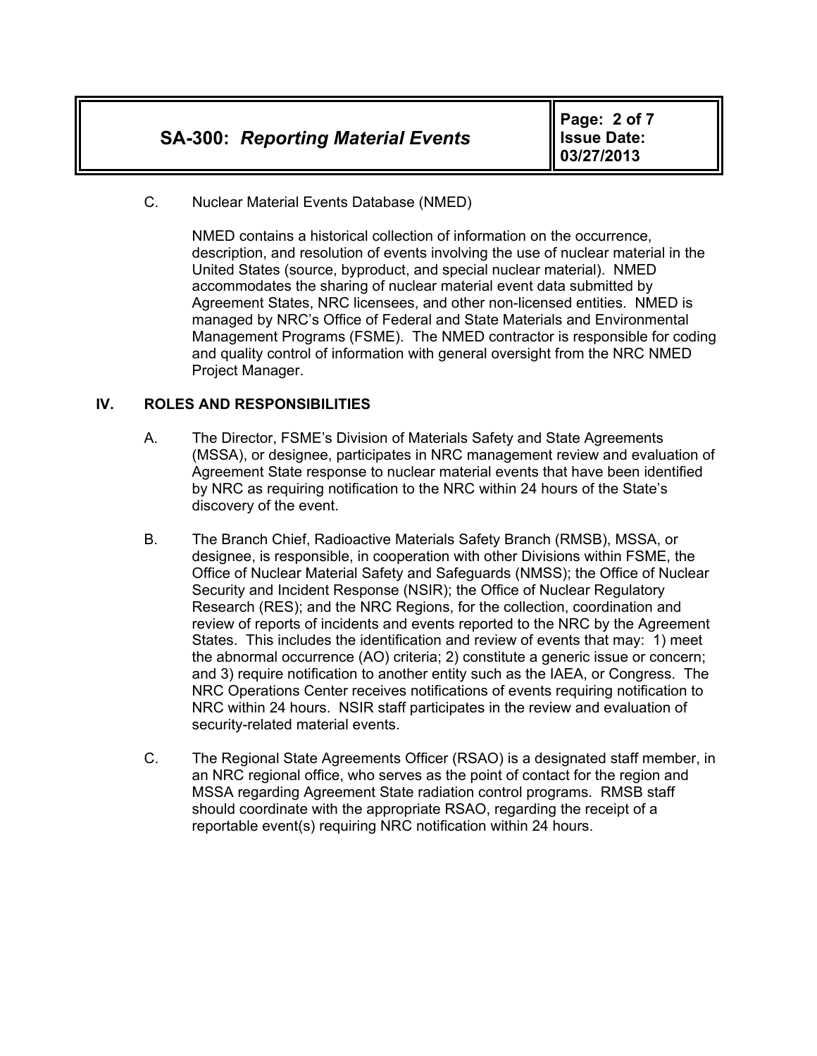C. Nuclear Material Events Database (NMED)

NMED contains a historical collection of information on the occurrence, description, and resolution of events involving the use of nuclear material in the United States (source, byproduct, and special nuclear material). NMED accommodates the sharing of nuclear material event data submitted by Agreement States, NRC licensees, and other non-licensed entities. NMED is managed by NRC's Office of Federal and State Materials and Environmental Management Programs (FSME). The NMED contractor is responsible for coding and quality control of information with general oversight from the NRC NMED Project Manager.

## IV. ROLES AND RESPONSIBILITIES

A. The Director, FSME's Division of Materials Safety and State Agreements (MSSA), or designee, participates in NRC management review and evaluation of Agreement State response to nuclear material events that have been identified by NRC as requiring notification to the NRC within 24 hours of the State's discovery of the event.

B. The Branch Chief, Radioactive Materials Safety Branch (RMSB), MSSA, or designee, is responsible, in cooperation with other Divisions within FSME, the Office of Nuclear Material Safety and Safeguards (NMSS); the Office of Nuclear Security and Incident Response (NSIR); the Office of Nuclear Regulatory Research (RES); and the NRC Regions, for the collection, coordination and review of reports of incidents and events reported to the NRC by the Agreement States. This includes the identification and review of events that may: 1) meet the abnormal occurrence (AO) criteria; 2) constitute a generic issue or concern; and 3) require notification to another entity such as the IAEA, or Congress. The NRC Operations Center receives notifications of events requiring notification to NRC within 24 hours. NSIR staff participates in the review and evaluation of security-related material events.

C. The Regional State Agreements Officer (RSAO) is a designated staff member, in an NRC regional office, who serves as the point of contact for the region and MSSA regarding Agreement State radiation control programs. RMSB staff should coordinate with the appropriate RSAO, regarding the receipt of a reportable event(s) requiring NRC notification within 24 hours.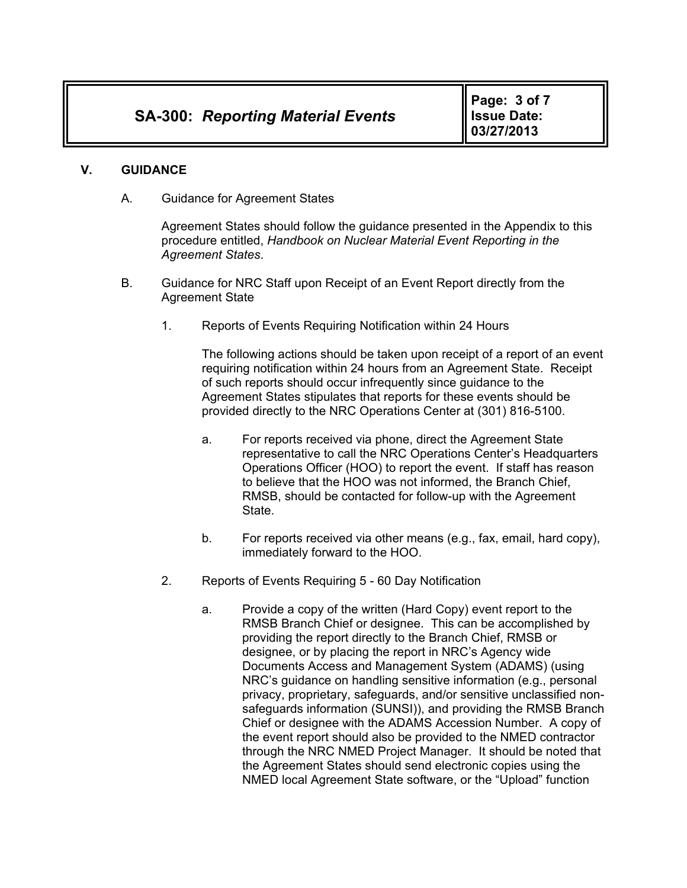## V. GUIDANCE

### A. Guidance for Agreement States

Agreement States should follow the guidance presented in the Appendix to this procedure entitled, *Handbook on Nuclear Material Event Reporting in the Agreement States*.

### B. Guidance for NRC Staff upon Receipt of an Event Report directly from the Agreement State

1. Reports of Events Requiring Notification within 24 Hours

   The following actions should be taken upon receipt of a report of an event requiring notification within 24 hours from an Agreement State. Receipt of such reports should occur infrequently since guidance to the Agreement States stipulates that reports for these events should be provided directly to the NRC Operations Center at (301) 816-5100.

   a. For reports received via phone, direct the Agreement State representative to call the NRC Operations Center's Headquarters Operations Officer (HOO) to report the event. If staff has reason to believe that the HOO was not informed, the Branch Chief, RMSB, should be contacted for follow-up with the Agreement State.

   b. For reports received via other means (e.g., fax, email, hard copy), immediately forward to the HOO.

2. Reports of Events Requiring 5 - 60 Day Notification

   a. Provide a copy of the written (Hard Copy) event report to the RMSB Branch Chief or designee. This can be accomplished by providing the report directly to the Branch Chief, RMSB or designee, or by placing the report in NRC's Agency wide Documents Access and Management System (ADAMS) (using NRC's guidance on handling sensitive information (e.g., personal privacy, proprietary, safeguards, and/or sensitive unclassified non-safeguards information (SUNSI)), and providing the RMSB Branch Chief or designee with the ADAMS Accession Number. A copy of the event report should also be provided to the NMED contractor through the NRC NMED Project Manager. It should be noted that the Agreement States should send electronic copies using the NMED local Agreement State software, or the "Upload" function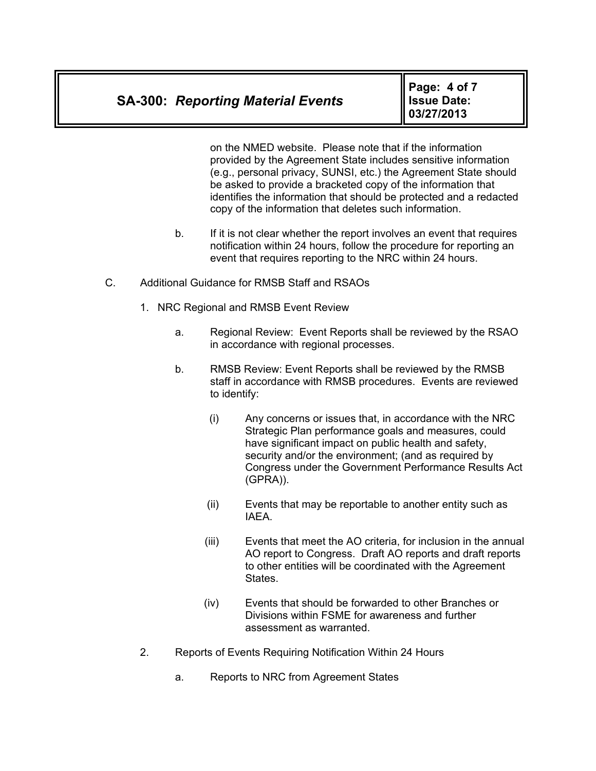on the NMED website. Please note that if the information provided by the Agreement State includes sensitive information (e.g., personal privacy, SUNSI, etc.) the Agreement State should be asked to provide a bracketed copy of the information that identifies the information that should be protected and a redacted copy of the information that deletes such information.

b. If it is not clear whether the report involves an event that requires notification within 24 hours, follow the procedure for reporting an event that requires reporting to the NRC within 24 hours.

C. Additional Guidance for RMSB Staff and RSAOs

1. NRC Regional and RMSB Event Review

a. Regional Review: Event Reports shall be reviewed by the RSAO in accordance with regional processes.

b. RMSB Review: Event Reports shall be reviewed by the RMSB staff in accordance with RMSB procedures. Events are reviewed to identify:

(i) Any concerns or issues that, in accordance with the NRC Strategic Plan performance goals and measures, could have significant impact on public health and safety, security and/or the environment; (and as required by Congress under the Government Performance Results Act (GPRA)).

(ii) Events that may be reportable to another entity such as IAEA.

(iii) Events that meet the AO criteria, for inclusion in the annual AO report to Congress. Draft AO reports and draft reports to other entities will be coordinated with the Agreement States.

(iv) Events that should be forwarded to other Branches or Divisions within FSME for awareness and further assessment as warranted.

2. Reports of Events Requiring Notification Within 24 Hours

a. Reports to NRC from Agreement States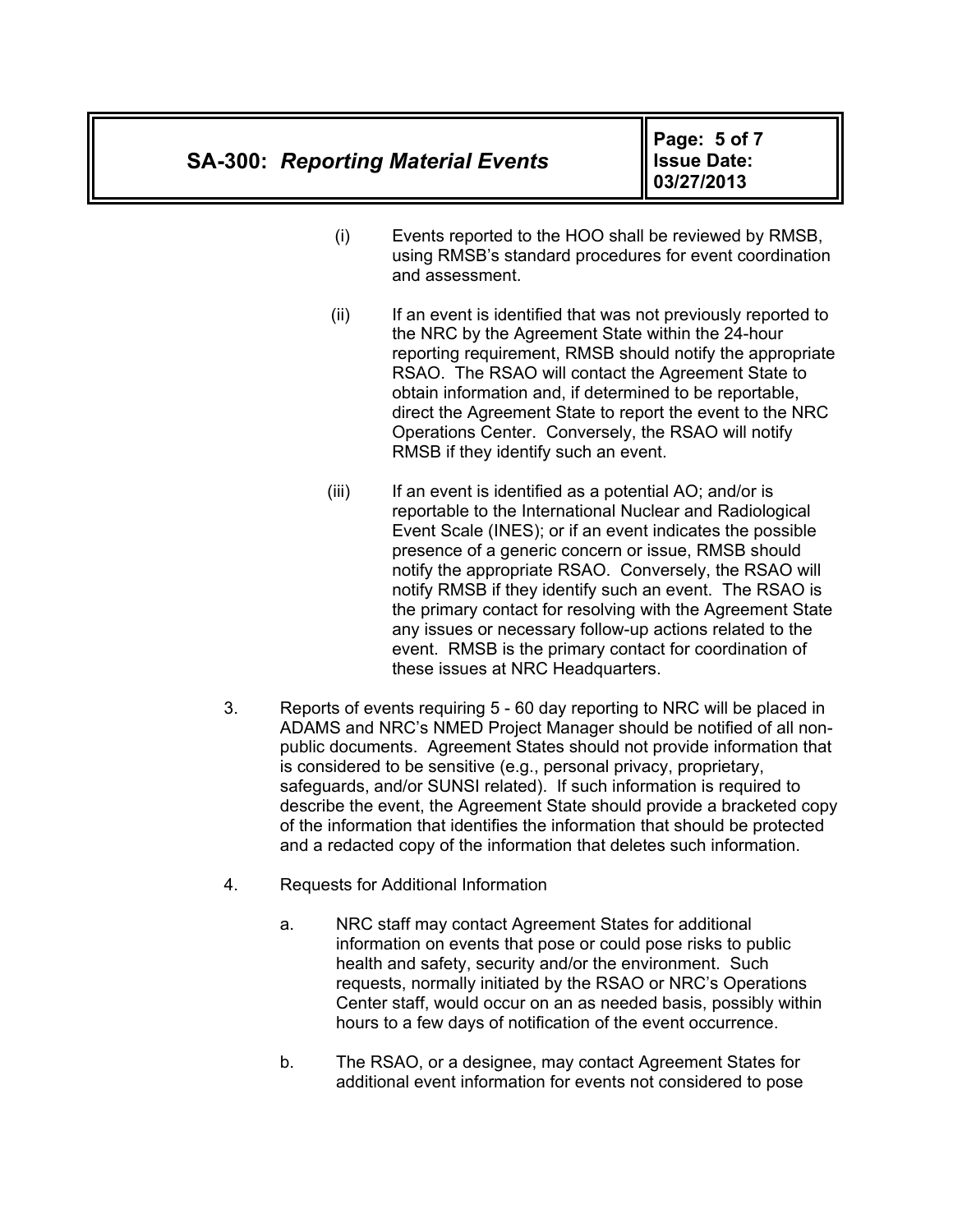(i) Events reported to the HOO shall be reviewed by RMSB, using RMSB's standard procedures for event coordination and assessment.

(ii) If an event is identified that was not previously reported to the NRC by the Agreement State within the 24-hour reporting requirement, RMSB should notify the appropriate RSAO. The RSAO will contact the Agreement State to obtain information and, if determined to be reportable, direct the Agreement State to report the event to the NRC Operations Center. Conversely, the RSAO will notify RMSB if they identify such an event.

(iii) If an event is identified as a potential AO; and/or is reportable to the International Nuclear and Radiological Event Scale (INES); or if an event indicates the possible presence of a generic concern or issue, RMSB should notify the appropriate RSAO. Conversely, the RSAO will notify RMSB if they identify such an event. The RSAO is the primary contact for resolving with the Agreement State any issues or necessary follow-up actions related to the event. RMSB is the primary contact for coordination of these issues at NRC Headquarters.

3. Reports of events requiring 5 - 60 day reporting to NRC will be placed in ADAMS and NRC's NMED Project Manager should be notified of all non-public documents. Agreement States should not provide information that is considered to be sensitive (e.g., personal privacy, proprietary, safeguards, and/or SUNSI related). If such information is required to describe the event, the Agreement State should provide a bracketed copy of the information that identifies the information that should be protected and a redacted copy of the information that deletes such information.

4. Requests for Additional Information

   a. NRC staff may contact Agreement States for additional information on events that pose or could pose risks to public health and safety, security and/or the environment. Such requests, normally initiated by the RSAO or NRC's Operations Center staff, would occur on an as needed basis, possibly within hours to a few days of notification of the event occurrence.

   b. The RSAO, or a designee, may contact Agreement States for additional event information for events not considered to pose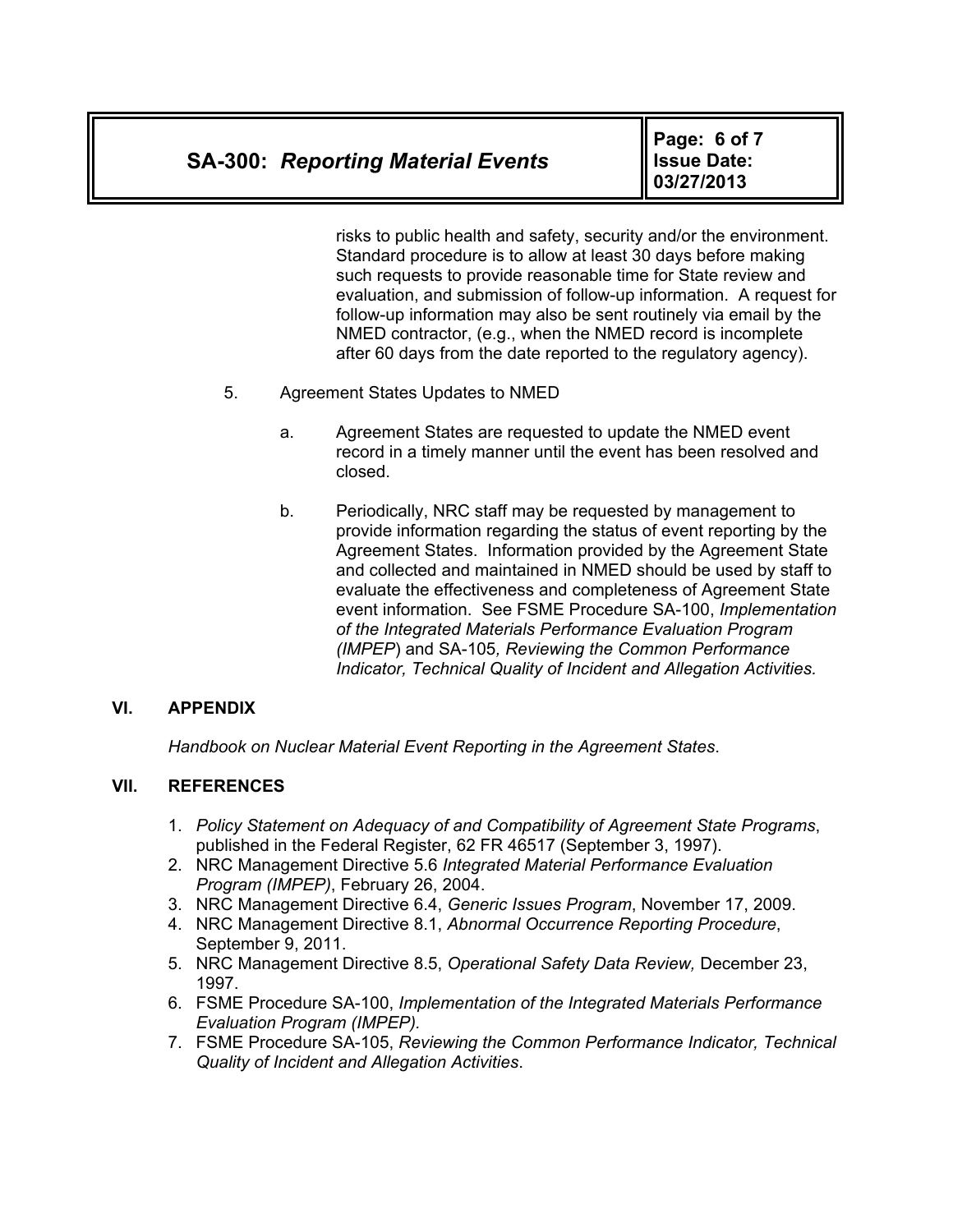risks to public health and safety, security and/or the environment. Standard procedure is to allow at least 30 days before making such requests to provide reasonable time for State review and evaluation, and submission of follow-up information. A request for follow-up information may also be sent routinely via email by the NMED contractor, (e.g., when the NMED record is incomplete after 60 days from the date reported to the regulatory agency).

5. Agreement States Updates to NMED

   a. Agreement States are requested to update the NMED event record in a timely manner until the event has been resolved and closed.

   b. Periodically, NRC staff may be requested by management to provide information regarding the status of event reporting by the Agreement States. Information provided by the Agreement State and collected and maintained in NMED should be used by staff to evaluate the effectiveness and completeness of Agreement State event information. See FSME Procedure SA-100, *Implementation of the Integrated Materials Performance Evaluation Program (IMPEP*) and SA-105*, Reviewing the Common Performance Indicator, Technical Quality of Incident and Allegation Activities.*

## VI. APPENDIX

*Handbook on Nuclear Material Event Reporting in the Agreement States*.

## VII. REFERENCES

1. *Policy Statement on Adequacy of and Compatibility of Agreement State Programs*, published in the Federal Register, 62 FR 46517 (September 3, 1997).
2. NRC Management Directive 5.6 *Integrated Material Performance Evaluation Program (IMPEP)*, February 26, 2004.
3. NRC Management Directive 6.4, *Generic Issues Program*, November 17, 2009.
4. NRC Management Directive 8.1, *Abnormal Occurrence Reporting Procedure*, September 9, 2011.
5. NRC Management Directive 8.5, *Operational Safety Data Review,* December 23, 1997.
6. FSME Procedure SA-100, *Implementation of the Integrated Materials Performance Evaluation Program (IMPEP).*
7. FSME Procedure SA-105, *Reviewing the Common Performance Indicator, Technical Quality of Incident and Allegation Activities*.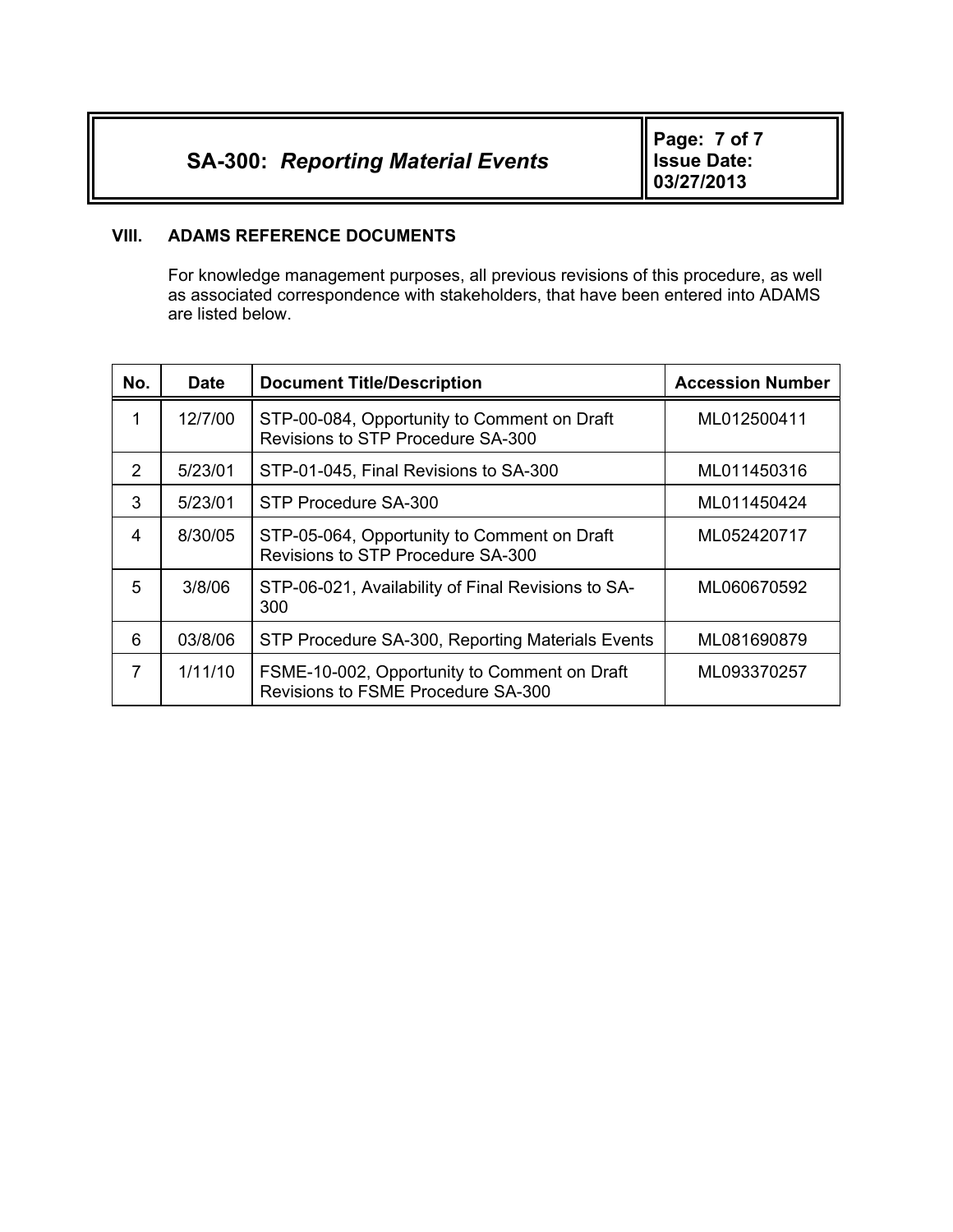## VIII. ADAMS REFERENCE DOCUMENTS

For knowledge management purposes, all previous revisions of this procedure, as well as associated correspondence with stakeholders, that have been entered into ADAMS are listed below.

| No. | Date | Document Title/Description | Accession Number |
|---|---|---|---|
| 1 | 12/7/00 | STP-00-084, Opportunity to Comment on Draft Revisions to STP Procedure SA-300 | ML012500411 |
| 2 | 5/23/01 | STP-01-045, Final Revisions to SA-300 | ML011450316 |
| 3 | 5/23/01 | STP Procedure SA-300 | ML011450424 |
| 4 | 8/30/05 | STP-05-064, Opportunity to Comment on Draft Revisions to STP Procedure SA-300 | ML052420717 |
| 5 | 3/8/06 | STP-06-021, Availability of Final Revisions to SA-300 | ML060670592 |
| 6 | 03/8/06 | STP Procedure SA-300, Reporting Materials Events | ML081690879 |
| 7 | 1/11/10 | FSME-10-002, Opportunity to Comment on Draft Revisions to FSME Procedure SA-300 | ML093370257 |